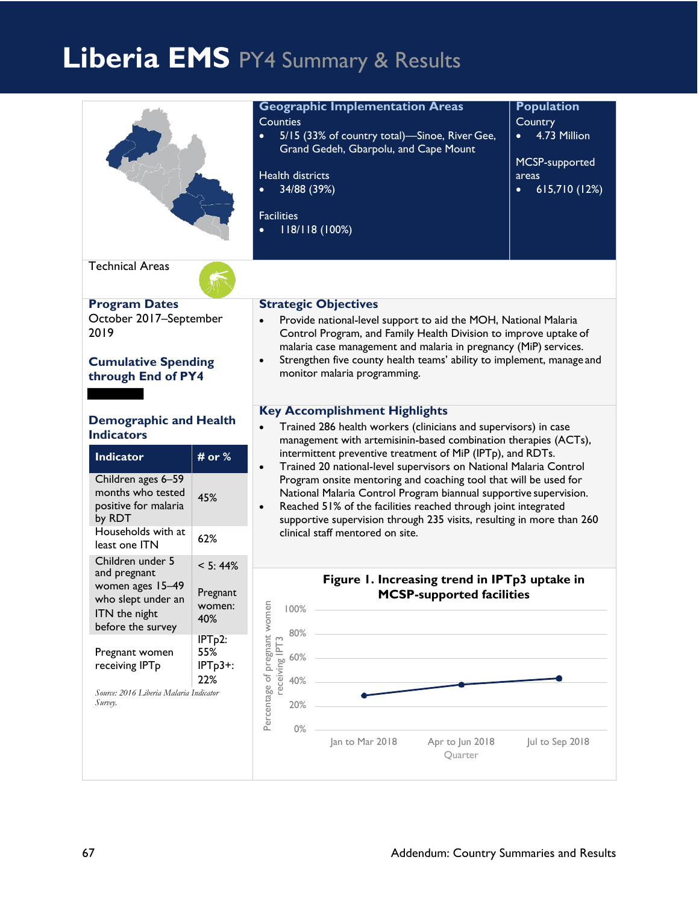# Liberia EMS PY4 Summary & Results

## Geographic Implementation Areas

Counties

- 5/15 (33% of country total)—Sinoe, River Gee, Grand Gedeh, Gbarpolu, and Cape Mount

Health districts

- 34/88 (39%)

Facilities

- 118/118 (100%)

## Population

Country

- 4.73 Million

MCSP-supported areas

- 615,710 (12%)

Technical Areas

## Program Dates

October 2017–September 2019

## Cumulative Spending through End of PY4

## Demographic and Health Indicators

| Indicator | # or % |
|---|---|
| Children ages 6–59 months who tested positive for malaria by RDT | 45% |
| Households with at least one ITN | 62% |
| Children under 5 and pregnant women ages 15–49 who slept under an ITN the night before the survey | < 5: 44%<br>Pregnant women: 40% |
| Pregnant women receiving IPTp | IPTp2: 55%<br>IPTp3+: 22% |

*Source: 2016 Liberia Malaria Indicator Survey.*

## Strategic Objectives

- Provide national-level support to aid the MOH, National Malaria Control Program, and Family Health Division to improve uptake of malaria case management and malaria in pregnancy (MiP) services.
- Strengthen five county health teams' ability to implement, manage and monitor malaria programming.

## Key Accomplishment Highlights

- Trained 286 health workers (clinicians and supervisors) in case management with artemisinin-based combination therapies (ACTs), intermittent preventive treatment of MiP (IPTp), and RDTs.
- Trained 20 national-level supervisors on National Malaria Control Program onsite mentoring and coaching tool that will be used for National Malaria Control Program biannual supportive supervision.
- Reached 51% of the facilities reached through joint integrated supportive supervision through 235 visits, resulting in more than 260 clinical staff mentored on site.

**Figure 1. Increasing trend in IPTp3 uptake in MCSP-supported facilities**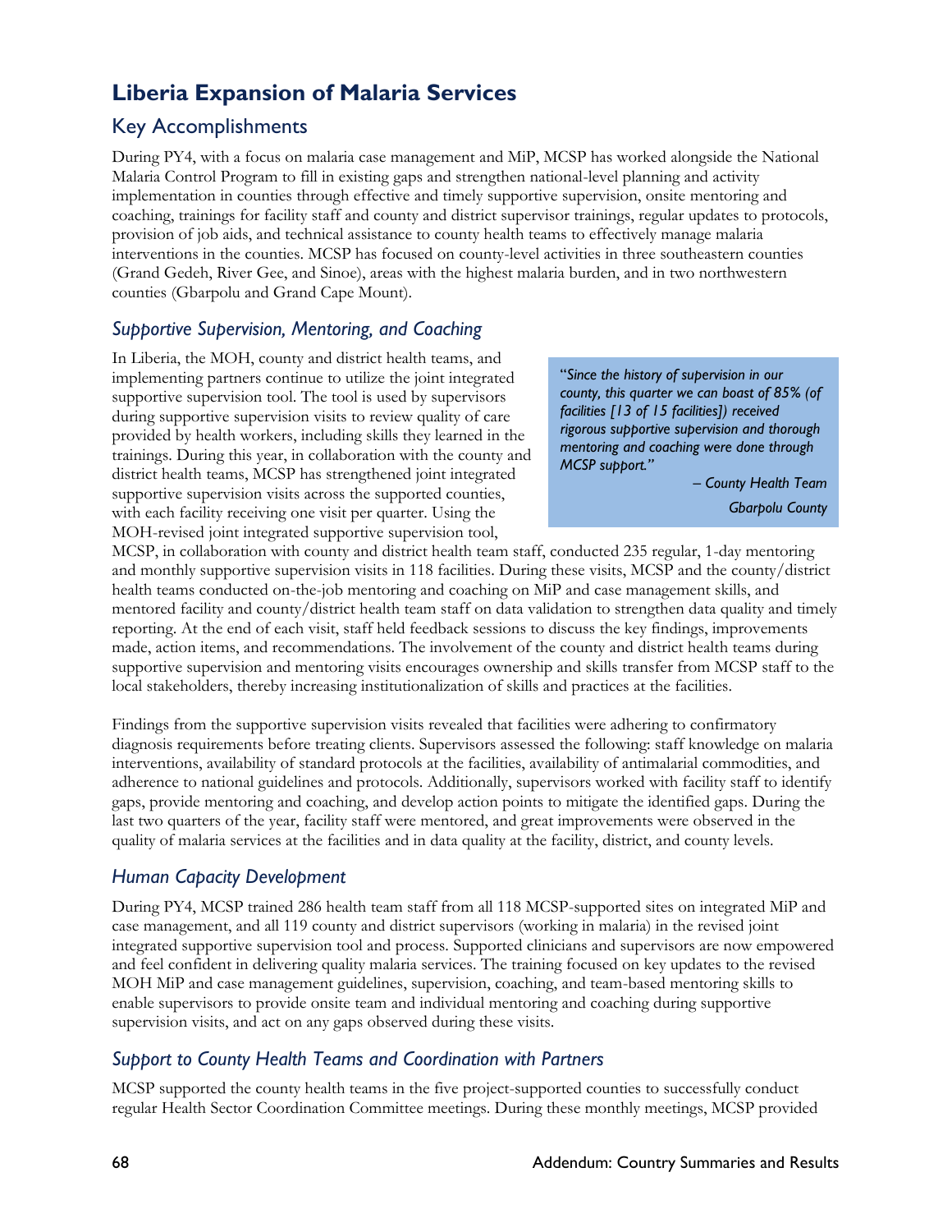# Liberia Expansion of Malaria Services

## Key Accomplishments

During PY4, with a focus on malaria case management and MiP, MCSP has worked alongside the National Malaria Control Program to fill in existing gaps and strengthen national-level planning and activity implementation in counties through effective and timely supportive supervision, onsite mentoring and coaching, trainings for facility staff and county and district supervisor trainings, regular updates to protocols, provision of job aids, and technical assistance to county health teams to effectively manage malaria interventions in the counties. MCSP has focused on county-level activities in three southeastern counties (Grand Gedeh, River Gee, and Sinoe), areas with the highest malaria burden, and in two northwestern counties (Gbarpolu and Grand Cape Mount).

### *Supportive Supervision, Mentoring, and Coaching*

In Liberia, the MOH, county and district health teams, and implementing partners continue to utilize the joint integrated supportive supervision tool. The tool is used by supervisors during supportive supervision visits to review quality of care provided by health workers, including skills they learned in the trainings. During this year, in collaboration with the county and district health teams, MCSP has strengthened joint integrated supportive supervision visits across the supported counties, with each facility receiving one visit per quarter. Using the MOH-revised joint integrated supportive supervision tool, MCSP, in collaboration with county and district health team staff, conducted 235 regular, 1-day mentoring and monthly supportive supervision visits in 118 facilities. During these visits, MCSP and the county/district health teams conducted on-the-job mentoring and coaching on MiP and case management skills, and mentored facility and county/district health team staff on data validation to strengthen data quality and timely reporting. At the end of each visit, staff held feedback sessions to discuss the key findings, improvements made, action items, and recommendations. The involvement of the county and district health teams during supportive supervision and mentoring visits encourages ownership and skills transfer from MCSP staff to the local stakeholders, thereby increasing institutionalization of skills and practices at the facilities.

> "*Since the history of supervision in our county, this quarter we can boast of 85% (of facilities [13 of 15 facilities]) received rigorous supportive supervision and thorough mentoring and coaching were done through MCSP support.*"
>
> *– County Health Team*
> *Gbarpolu County*

Findings from the supportive supervision visits revealed that facilities were adhering to confirmatory diagnosis requirements before treating clients. Supervisors assessed the following: staff knowledge on malaria interventions, availability of standard protocols at the facilities, availability of antimalarial commodities, and adherence to national guidelines and protocols. Additionally, supervisors worked with facility staff to identify gaps, provide mentoring and coaching, and develop action points to mitigate the identified gaps. During the last two quarters of the year, facility staff were mentored, and great improvements were observed in the quality of malaria services at the facilities and in data quality at the facility, district, and county levels.

### *Human Capacity Development*

During PY4, MCSP trained 286 health team staff from all 118 MCSP-supported sites on integrated MiP and case management, and all 119 county and district supervisors (working in malaria) in the revised joint integrated supportive supervision tool and process. Supported clinicians and supervisors are now empowered and feel confident in delivering quality malaria services. The training focused on key updates to the revised MOH MiP and case management guidelines, supervision, coaching, and team-based mentoring skills to enable supervisors to provide onsite team and individual mentoring and coaching during supportive supervision visits, and act on any gaps observed during these visits.

### *Support to County Health Teams and Coordination with Partners*

MCSP supported the county health teams in the five project-supported counties to successfully conduct regular Health Sector Coordination Committee meetings. During these monthly meetings, MCSP provided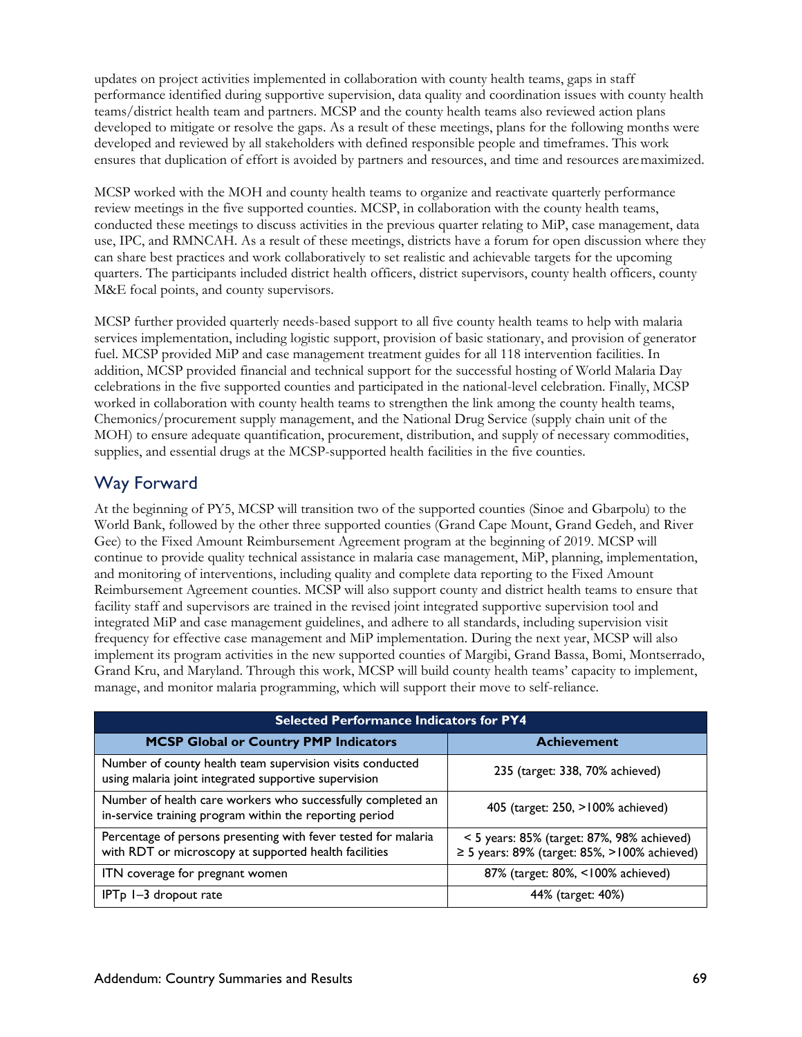updates on project activities implemented in collaboration with county health teams, gaps in staff performance identified during supportive supervision, data quality and coordination issues with county health teams/district health team and partners. MCSP and the county health teams also reviewed action plans developed to mitigate or resolve the gaps. As a result of these meetings, plans for the following months were developed and reviewed by all stakeholders with defined responsible people and timeframes. This work ensures that duplication of effort is avoided by partners and resources, and time and resources are maximized.

MCSP worked with the MOH and county health teams to organize and reactivate quarterly performance review meetings in the five supported counties. MCSP, in collaboration with the county health teams, conducted these meetings to discuss activities in the previous quarter relating to MiP, case management, data use, IPC, and RMNCAH. As a result of these meetings, districts have a forum for open discussion where they can share best practices and work collaboratively to set realistic and achievable targets for the upcoming quarters. The participants included district health officers, district supervisors, county health officers, county M&E focal points, and county supervisors.

MCSP further provided quarterly needs-based support to all five county health teams to help with malaria services implementation, including logistic support, provision of basic stationary, and provision of generator fuel. MCSP provided MiP and case management treatment guides for all 118 intervention facilities. In addition, MCSP provided financial and technical support for the successful hosting of World Malaria Day celebrations in the five supported counties and participated in the national-level celebration. Finally, MCSP worked in collaboration with county health teams to strengthen the link among the county health teams, Chemonics/procurement supply management, and the National Drug Service (supply chain unit of the MOH) to ensure adequate quantification, procurement, distribution, and supply of necessary commodities, supplies, and essential drugs at the MCSP-supported health facilities in the five counties.

## Way Forward

At the beginning of PY5, MCSP will transition two of the supported counties (Sinoe and Gbarpolu) to the World Bank, followed by the other three supported counties (Grand Cape Mount, Grand Gedeh, and River Gee) to the Fixed Amount Reimbursement Agreement program at the beginning of 2019. MCSP will continue to provide quality technical assistance in malaria case management, MiP, planning, implementation, and monitoring of interventions, including quality and complete data reporting to the Fixed Amount Reimbursement Agreement counties. MCSP will also support county and district health teams to ensure that facility staff and supervisors are trained in the revised joint integrated supportive supervision tool and integrated MiP and case management guidelines, and adhere to all standards, including supervision visit frequency for effective case management and MiP implementation. During the next year, MCSP will also implement its program activities in the new supported counties of Margibi, Grand Bassa, Bomi, Montserrado, Grand Kru, and Maryland. Through this work, MCSP will build county health teams' capacity to implement, manage, and monitor malaria programming, which will support their move to self-reliance.

| Selected Performance Indicators for PY4 | |
|---|---|
| **MCSP Global or Country PMP Indicators** | **Achievement** |
| Number of county health team supervision visits conducted using malaria joint integrated supportive supervision | 235 (target: 338, 70% achieved) |
| Number of health care workers who successfully completed an in-service training program within the reporting period | 405 (target: 250, >100% achieved) |
| Percentage of persons presenting with fever tested for malaria with RDT or microscopy at supported health facilities | < 5 years: 85% (target: 87%, 98% achieved)<br>≥ 5 years: 89% (target: 85%, >100% achieved) |
| ITN coverage for pregnant women | 87% (target: 80%, <100% achieved) |
| IPTp 1–3 dropout rate | 44% (target: 40%) |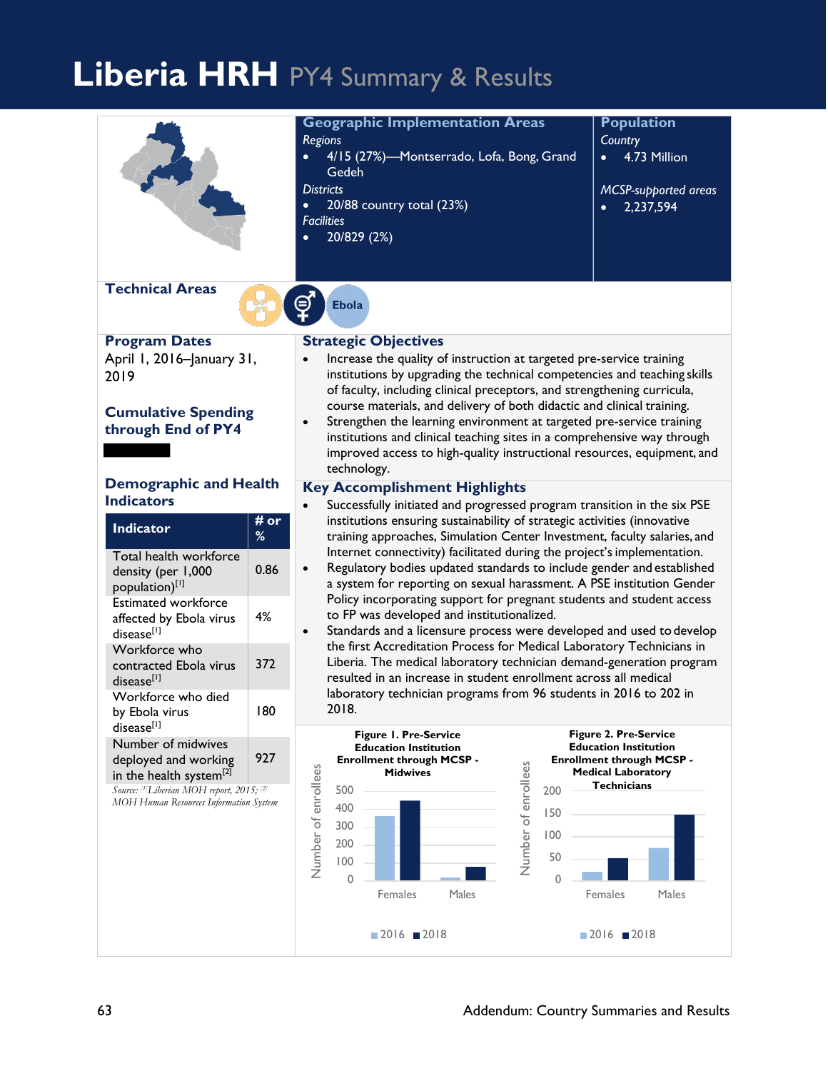# Liberia HRH PY4 Summary & Results

## Geographic Implementation Areas

*Regions*

- 4/15 (27%)—Montserrado, Lofa, Bong, Grand Gedeh

*Districts*

- 20/88 country total (23%)

*Facilities*

- 20/829 (2%)

## Population

*Country*

- 4.73 Million

*MCSP-supported areas*

- 2,237,594

## Technical Areas

Ebola

## Program Dates

April 1, 2016–January 31, 2019

## Cumulative Spending through End of PY4

## Demographic and Health Indicators

| Indicator | # or % |
|---|---|
| Total health workforce density (per 1,000 population)[1] | 0.86 |
| Estimated workforce affected by Ebola virus disease[1] | 4% |
| Workforce who contracted Ebola virus disease[1] | 372 |
| Workforce who died by Ebola virus disease[1] | 180 |
| Number of midwives deployed and working in the health system[2] | 927 |

*Source: [1] Liberian MOH report, 2015; [2] MOH Human Resources Information System*

## Strategic Objectives

- Increase the quality of instruction at targeted pre-service training institutions by upgrading the technical competencies and teaching skills of faculty, including clinical preceptors, and strengthening curricula, course materials, and delivery of both didactic and clinical training.
- Strengthen the learning environment at targeted pre-service training institutions and clinical teaching sites in a comprehensive way through improved access to high-quality instructional resources, equipment, and technology.

## Key Accomplishment Highlights

- Successfully initiated and progressed program transition in the six PSE institutions ensuring sustainability of strategic activities (innovative training approaches, Simulation Center Investment, faculty salaries, and Internet connectivity) facilitated during the project's implementation.
- Regulatory bodies updated standards to include gender and established a system for reporting on sexual harassment. A PSE institution Gender Policy incorporating support for pregnant students and student access to FP was developed and institutionalized.
- Standards and a licensure process were developed and used to develop the first Accreditation Process for Medical Laboratory Technicians in Liberia. The medical laboratory technician demand-generation program resulted in an increase in student enrollment across all medical laboratory technician programs from 96 students in 2016 to 202 in 2018.

**Figure 1. Pre-Service Education Institution Enrollment through MCSP - Midwives**

**Figure 2. Pre-Service Education Institution Enrollment through MCSP - Medical Laboratory Technicians**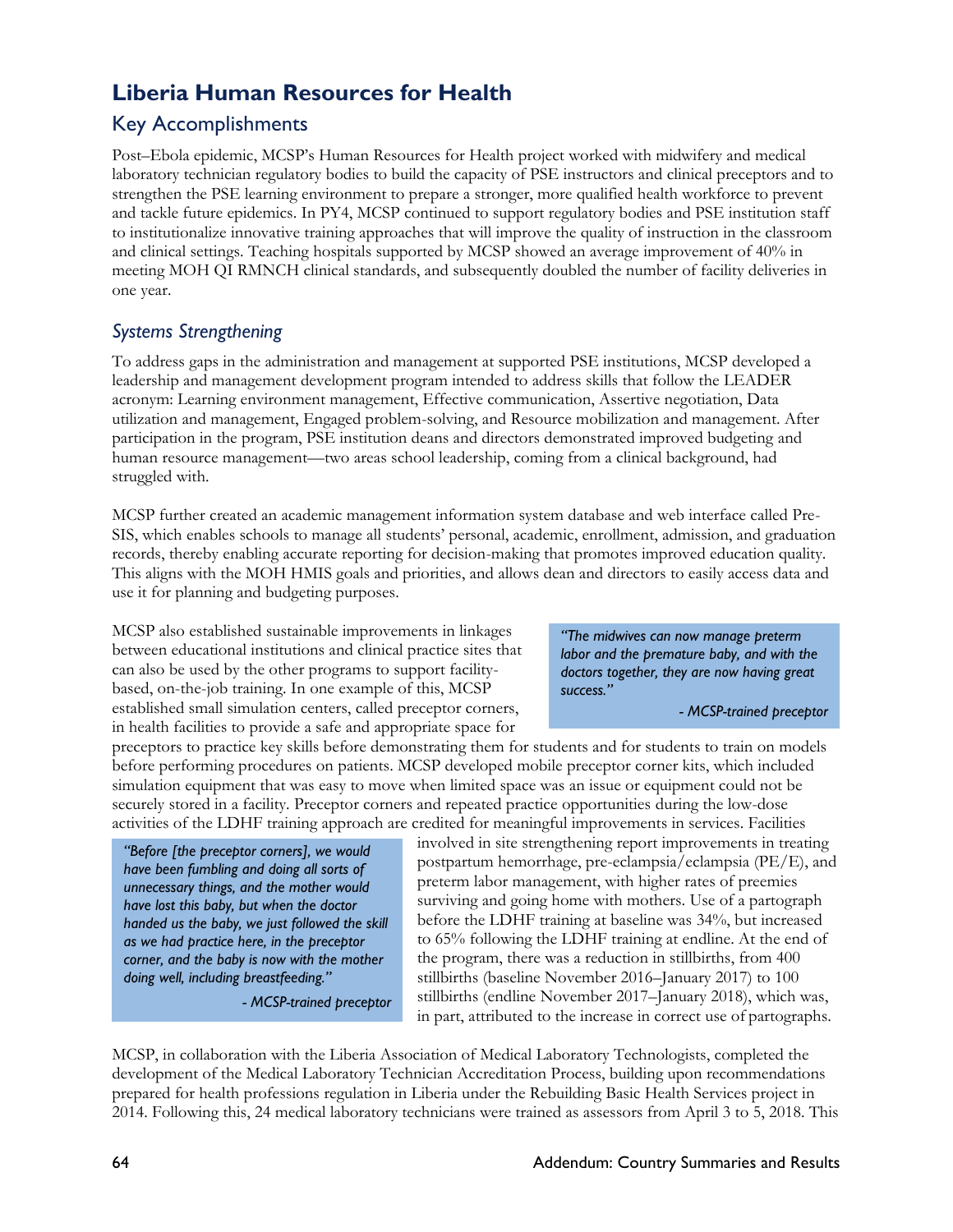# Liberia Human Resources for Health

## Key Accomplishments

Post–Ebola epidemic, MCSP's Human Resources for Health project worked with midwifery and medical laboratory technician regulatory bodies to build the capacity of PSE instructors and clinical preceptors and to strengthen the PSE learning environment to prepare a stronger, more qualified health workforce to prevent and tackle future epidemics. In PY4, MCSP continued to support regulatory bodies and PSE institution staff to institutionalize innovative training approaches that will improve the quality of instruction in the classroom and clinical settings. Teaching hospitals supported by MCSP showed an average improvement of 40% in meeting MOH QI RMNCH clinical standards, and subsequently doubled the number of facility deliveries in one year.

### *Systems Strengthening*

To address gaps in the administration and management at supported PSE institutions, MCSP developed a leadership and management development program intended to address skills that follow the LEADER acronym: Learning environment management, Effective communication, Assertive negotiation, Data utilization and management, Engaged problem-solving, and Resource mobilization and management. After participation in the program, PSE institution deans and directors demonstrated improved budgeting and human resource management—two areas school leadership, coming from a clinical background, had struggled with.

MCSP further created an academic management information system database and web interface called Pre-SIS, which enables schools to manage all students' personal, academic, enrollment, admission, and graduation records, thereby enabling accurate reporting for decision-making that promotes improved education quality. This aligns with the MOH HMIS goals and priorities, and allows dean and directors to easily access data and use it for planning and budgeting purposes.

MCSP also established sustainable improvements in linkages between educational institutions and clinical practice sites that can also be used by the other programs to support facility-based, on-the-job training. In one example of this, MCSP established small simulation centers, called preceptor corners, in health facilities to provide a safe and appropriate space for preceptors to practice key skills before demonstrating them for students and for students to train on models before performing procedures on patients. MCSP developed mobile preceptor corner kits, which included simulation equipment that was easy to move when limited space was an issue or equipment could not be securely stored in a facility. Preceptor corners and repeated practice opportunities during the low-dose activities of the LDHF training approach are credited for meaningful improvements in services. Facilities involved in site strengthening report improvements in treating postpartum hemorrhage, pre-eclampsia/eclampsia (PE/E), and preterm labor management, with higher rates of preemies surviving and going home with mothers. Use of a partograph before the LDHF training at baseline was 34%, but increased to 65% following the LDHF training at endline. At the end of the program, there was a reduction in stillbirths, from 400 stillbirths (baseline November 2016–January 2017) to 100 stillbirths (endline November 2017–January 2018), which was, in part, attributed to the increase in correct use of partographs.

> *"The midwives can now manage preterm labor and the premature baby, and with the doctors together, they are now having great success."*
>
> *- MCSP-trained preceptor*

> *"Before [the preceptor corners], we would have been fumbling and doing all sorts of unnecessary things, and the mother would have lost this baby, but when the doctor handed us the baby, we just followed the skill as we had practice here, in the preceptor corner, and the baby is now with the mother doing well, including breastfeeding."*
>
> *- MCSP-trained preceptor*

MCSP, in collaboration with the Liberia Association of Medical Laboratory Technologists, completed the development of the Medical Laboratory Technician Accreditation Process, building upon recommendations prepared for health professions regulation in Liberia under the Rebuilding Basic Health Services project in 2014. Following this, 24 medical laboratory technicians were trained as assessors from April 3 to 5, 2018. This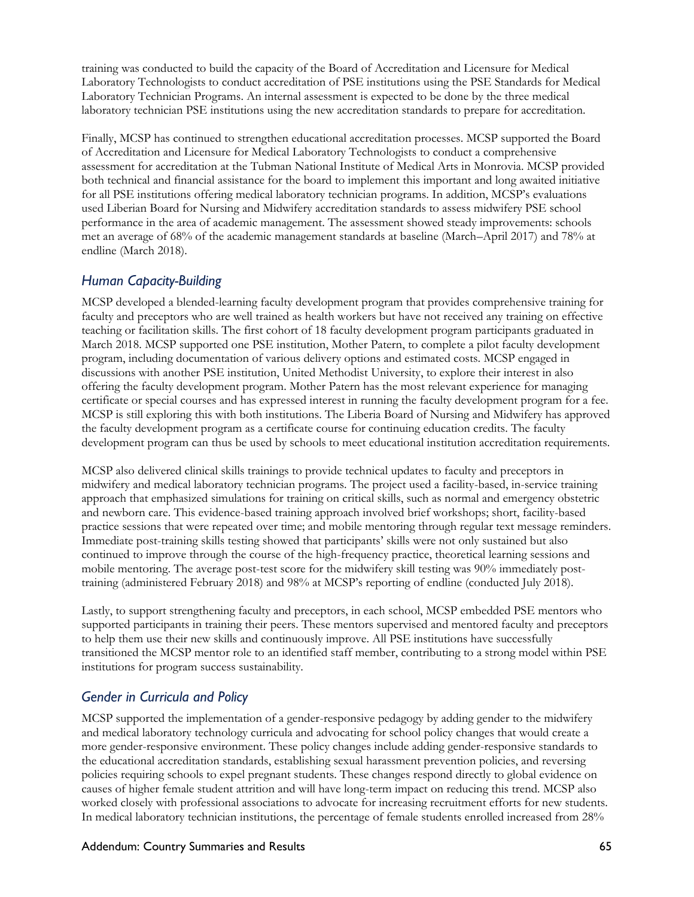training was conducted to build the capacity of the Board of Accreditation and Licensure for Medical Laboratory Technologists to conduct accreditation of PSE institutions using the PSE Standards for Medical Laboratory Technician Programs. An internal assessment is expected to be done by the three medical laboratory technician PSE institutions using the new accreditation standards to prepare for accreditation.

Finally, MCSP has continued to strengthen educational accreditation processes. MCSP supported the Board of Accreditation and Licensure for Medical Laboratory Technologists to conduct a comprehensive assessment for accreditation at the Tubman National Institute of Medical Arts in Monrovia. MCSP provided both technical and financial assistance for the board to implement this important and long awaited initiative for all PSE institutions offering medical laboratory technician programs. In addition, MCSP's evaluations used Liberian Board for Nursing and Midwifery accreditation standards to assess midwifery PSE school performance in the area of academic management. The assessment showed steady improvements: schools met an average of 68% of the academic management standards at baseline (March–April 2017) and 78% at endline (March 2018).

### *Human Capacity-Building*

MCSP developed a blended-learning faculty development program that provides comprehensive training for faculty and preceptors who are well trained as health workers but have not received any training on effective teaching or facilitation skills. The first cohort of 18 faculty development program participants graduated in March 2018. MCSP supported one PSE institution, Mother Patern, to complete a pilot faculty development program, including documentation of various delivery options and estimated costs. MCSP engaged in discussions with another PSE institution, United Methodist University, to explore their interest in also offering the faculty development program. Mother Patern has the most relevant experience for managing certificate or special courses and has expressed interest in running the faculty development program for a fee. MCSP is still exploring this with both institutions. The Liberia Board of Nursing and Midwifery has approved the faculty development program as a certificate course for continuing education credits. The faculty development program can thus be used by schools to meet educational institution accreditation requirements.

MCSP also delivered clinical skills trainings to provide technical updates to faculty and preceptors in midwifery and medical laboratory technician programs. The project used a facility-based, in-service training approach that emphasized simulations for training on critical skills, such as normal and emergency obstetric and newborn care. This evidence-based training approach involved brief workshops; short, facility-based practice sessions that were repeated over time; and mobile mentoring through regular text message reminders. Immediate post-training skills testing showed that participants' skills were not only sustained but also continued to improve through the course of the high-frequency practice, theoretical learning sessions and mobile mentoring. The average post-test score for the midwifery skill testing was 90% immediately post-training (administered February 2018) and 98% at MCSP's reporting of endline (conducted July 2018).

Lastly, to support strengthening faculty and preceptors, in each school, MCSP embedded PSE mentors who supported participants in training their peers. These mentors supervised and mentored faculty and preceptors to help them use their new skills and continuously improve. All PSE institutions have successfully transitioned the MCSP mentor role to an identified staff member, contributing to a strong model within PSE institutions for program success sustainability.

### *Gender in Curricula and Policy*

MCSP supported the implementation of a gender-responsive pedagogy by adding gender to the midwifery and medical laboratory technology curricula and advocating for school policy changes that would create a more gender-responsive environment. These policy changes include adding gender-responsive standards to the educational accreditation standards, establishing sexual harassment prevention policies, and reversing policies requiring schools to expel pregnant students. These changes respond directly to global evidence on causes of higher female student attrition and will have long-term impact on reducing this trend. MCSP also worked closely with professional associations to advocate for increasing recruitment efforts for new students. In medical laboratory technician institutions, the percentage of female students enrolled increased from 28%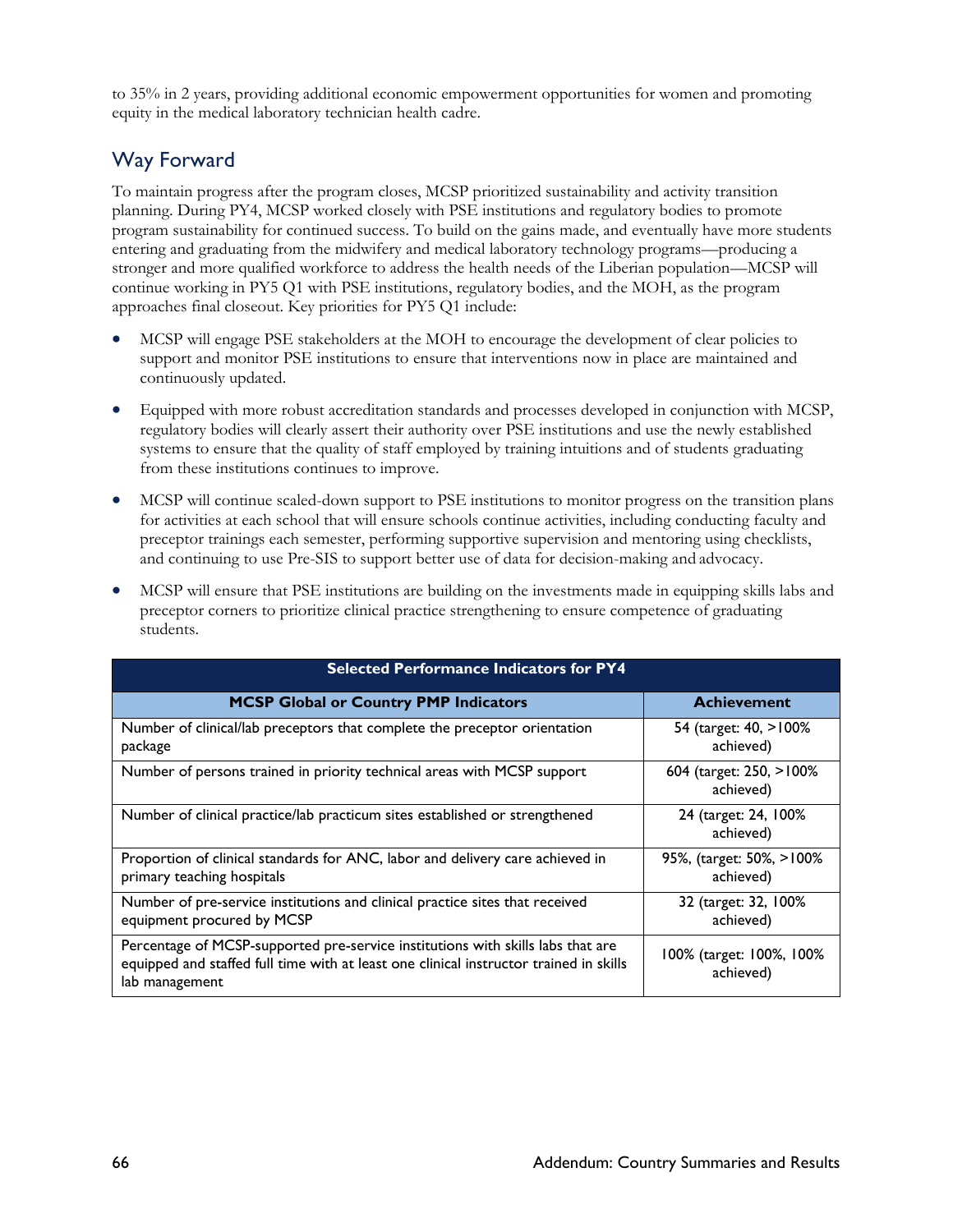to 35% in 2 years, providing additional economic empowerment opportunities for women and promoting equity in the medical laboratory technician health cadre.

## Way Forward

To maintain progress after the program closes, MCSP prioritized sustainability and activity transition planning. During PY4, MCSP worked closely with PSE institutions and regulatory bodies to promote program sustainability for continued success. To build on the gains made, and eventually have more students entering and graduating from the midwifery and medical laboratory technology programs—producing a stronger and more qualified workforce to address the health needs of the Liberian population—MCSP will continue working in PY5 Q1 with PSE institutions, regulatory bodies, and the MOH, as the program approaches final closeout. Key priorities for PY5 Q1 include:

- MCSP will engage PSE stakeholders at the MOH to encourage the development of clear policies to support and monitor PSE institutions to ensure that interventions now in place are maintained and continuously updated.
- Equipped with more robust accreditation standards and processes developed in conjunction with MCSP, regulatory bodies will clearly assert their authority over PSE institutions and use the newly established systems to ensure that the quality of staff employed by training intuitions and of students graduating from these institutions continues to improve.
- MCSP will continue scaled-down support to PSE institutions to monitor progress on the transition plans for activities at each school that will ensure schools continue activities, including conducting faculty and preceptor trainings each semester, performing supportive supervision and mentoring using checklists, and continuing to use Pre-SIS to support better use of data for decision-making and advocacy.
- MCSP will ensure that PSE institutions are building on the investments made in equipping skills labs and preceptor corners to prioritize clinical practice strengthening to ensure competence of graduating students.

| Selected Performance Indicators for PY4 | |
|---|---|
| **MCSP Global or Country PMP Indicators** | **Achievement** |
| Number of clinical/lab preceptors that complete the preceptor orientation package | 54 (target: 40, >100% achieved) |
| Number of persons trained in priority technical areas with MCSP support | 604 (target: 250, >100% achieved) |
| Number of clinical practice/lab practicum sites established or strengthened | 24 (target: 24, 100% achieved) |
| Proportion of clinical standards for ANC, labor and delivery care achieved in primary teaching hospitals | 95%, (target: 50%, >100% achieved) |
| Number of pre-service institutions and clinical practice sites that received equipment procured by MCSP | 32 (target: 32, 100% achieved) |
| Percentage of MCSP-supported pre-service institutions with skills labs that are equipped and staffed full time with at least one clinical instructor trained in skills lab management | 100% (target: 100%, 100% achieved) |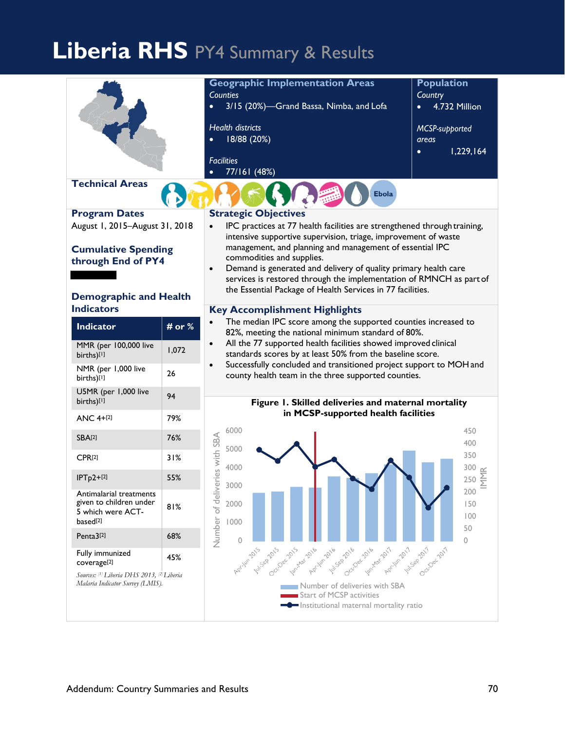# Liberia RHS PY4 Summary & Results

## Geographic Implementation Areas

*Counties*

- 3/15 (20%)—Grand Bassa, Nimba, and Lofa

*Health districts*

- 18/88 (20%)

*Facilities*

- 77/161 (48%)

## Population

*Country*

- 4.732 Million

*MCSP-supported areas*

- 1,229,164

## Technical Areas

Ebola

## Program Dates

August 1, 2015–August 31, 2018

## Cumulative Spending through End of PY4

## Demographic and Health Indicators

| Indicator | # or % |
|---|---|
| MMR (per 100,000 live births)[1] | 1,072 |
| NMR (per 1,000 live births)[1] | 26 |
| U5MR (per 1,000 live births)[1] | 94 |
| ANC 4+[2] | 79% |
| SBA[2] | 76% |
| CPR[2] | 31% |
| IPTp2+[2] | 55% |
| Antimalarial treatments given to children under 5 which were ACT-based[2] | 81% |
| Penta3[2] | 68% |
| Fully immunized coverage[2] | 45% |

*Sources: [1] Liberia DHS 2013, [2] Liberia Malaria Indicator Survey (LMIS).*

## Strategic Objectives

- IPC practices at 77 health facilities are strengthened through training, intensive supportive supervision, triage, improvement of waste management, and planning and management of essential IPC commodities and supplies.
- Demand is generated and delivery of quality primary health care services is restored through the implementation of RMNCH as part of the Essential Package of Health Services in 77 facilities.

## Key Accomplishment Highlights

- The median IPC score among the supported counties increased to 82%, meeting the national minimum standard of 80%.
- All the 77 supported health facilities showed improved clinical standards scores by at least 50% from the baseline score.
- Successfully concluded and transitioned project support to MOH and county health team in the three supported counties.

**Figure 1. Skilled deliveries and maternal mortality in MCSP-supported health facilities**

Legend: Number of deliveries with SBA; Start of MCSP activities; Institutional maternal mortality ratio

Axes: Number of deliveries with SBA (0–6000); IMMR (0–450); quarters Apr-Jun 2015 through Oct-Dec 2017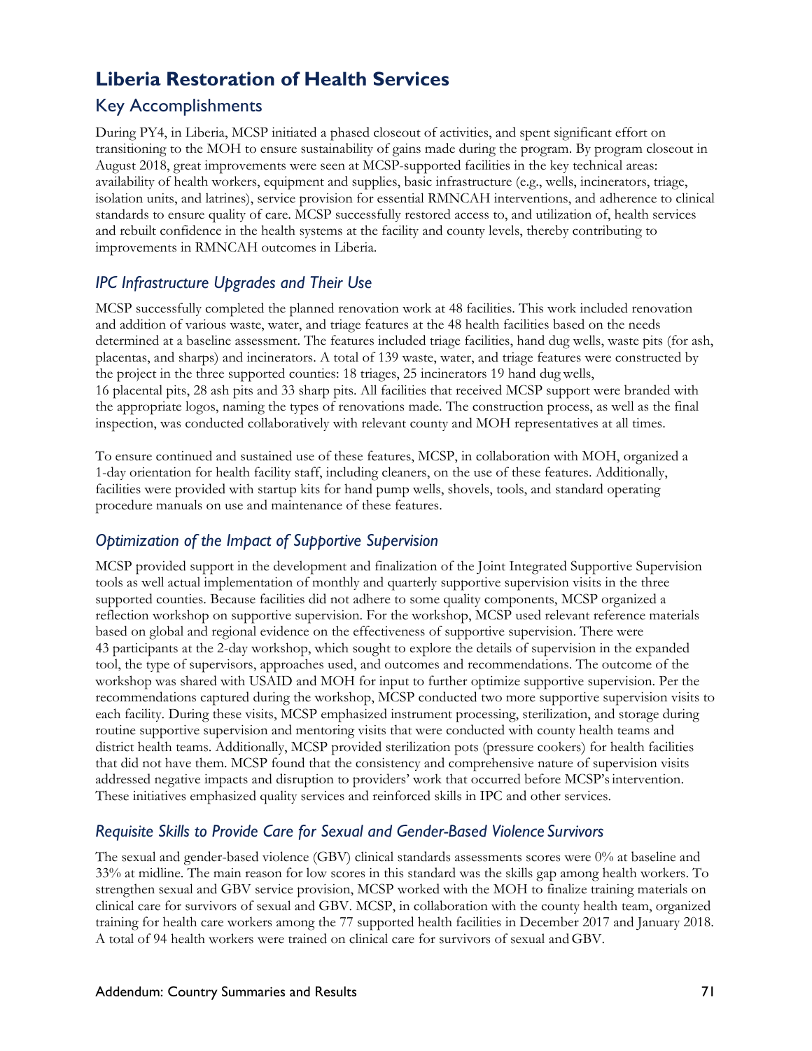# Liberia Restoration of Health Services

## Key Accomplishments

During PY4, in Liberia, MCSP initiated a phased closeout of activities, and spent significant effort on transitioning to the MOH to ensure sustainability of gains made during the program. By program closeout in August 2018, great improvements were seen at MCSP-supported facilities in the key technical areas: availability of health workers, equipment and supplies, basic infrastructure (e.g., wells, incinerators, triage, isolation units, and latrines), service provision for essential RMNCAH interventions, and adherence to clinical standards to ensure quality of care. MCSP successfully restored access to, and utilization of, health services and rebuilt confidence in the health systems at the facility and county levels, thereby contributing to improvements in RMNCAH outcomes in Liberia.

### *IPC Infrastructure Upgrades and Their Use*

MCSP successfully completed the planned renovation work at 48 facilities. This work included renovation and addition of various waste, water, and triage features at the 48 health facilities based on the needs determined at a baseline assessment. The features included triage facilities, hand dug wells, waste pits (for ash, placentas, and sharps) and incinerators. A total of 139 waste, water, and triage features were constructed by the project in the three supported counties: 18 triages, 25 incinerators 19 hand dug wells, 16 placental pits, 28 ash pits and 33 sharp pits. All facilities that received MCSP support were branded with the appropriate logos, naming the types of renovations made. The construction process, as well as the final inspection, was conducted collaboratively with relevant county and MOH representatives at all times.

To ensure continued and sustained use of these features, MCSP, in collaboration with MOH, organized a 1-day orientation for health facility staff, including cleaners, on the use of these features. Additionally, facilities were provided with startup kits for hand pump wells, shovels, tools, and standard operating procedure manuals on use and maintenance of these features.

### *Optimization of the Impact of Supportive Supervision*

MCSP provided support in the development and finalization of the Joint Integrated Supportive Supervision tools as well actual implementation of monthly and quarterly supportive supervision visits in the three supported counties. Because facilities did not adhere to some quality components, MCSP organized a reflection workshop on supportive supervision. For the workshop, MCSP used relevant reference materials based on global and regional evidence on the effectiveness of supportive supervision. There were 43 participants at the 2-day workshop, which sought to explore the details of supervision in the expanded tool, the type of supervisors, approaches used, and outcomes and recommendations. The outcome of the workshop was shared with USAID and MOH for input to further optimize supportive supervision. Per the recommendations captured during the workshop, MCSP conducted two more supportive supervision visits to each facility. During these visits, MCSP emphasized instrument processing, sterilization, and storage during routine supportive supervision and mentoring visits that were conducted with county health teams and district health teams. Additionally, MCSP provided sterilization pots (pressure cookers) for health facilities that did not have them. MCSP found that the consistency and comprehensive nature of supervision visits addressed negative impacts and disruption to providers' work that occurred before MCSP's intervention. These initiatives emphasized quality services and reinforced skills in IPC and other services.

### *Requisite Skills to Provide Care for Sexual and Gender-Based Violence Survivors*

The sexual and gender-based violence (GBV) clinical standards assessments scores were 0% at baseline and 33% at midline. The main reason for low scores in this standard was the skills gap among health workers. To strengthen sexual and GBV service provision, MCSP worked with the MOH to finalize training materials on clinical care for survivors of sexual and GBV. MCSP, in collaboration with the county health team, organized training for health care workers among the 77 supported health facilities in December 2017 and January 2018. A total of 94 health workers were trained on clinical care for survivors of sexual and GBV.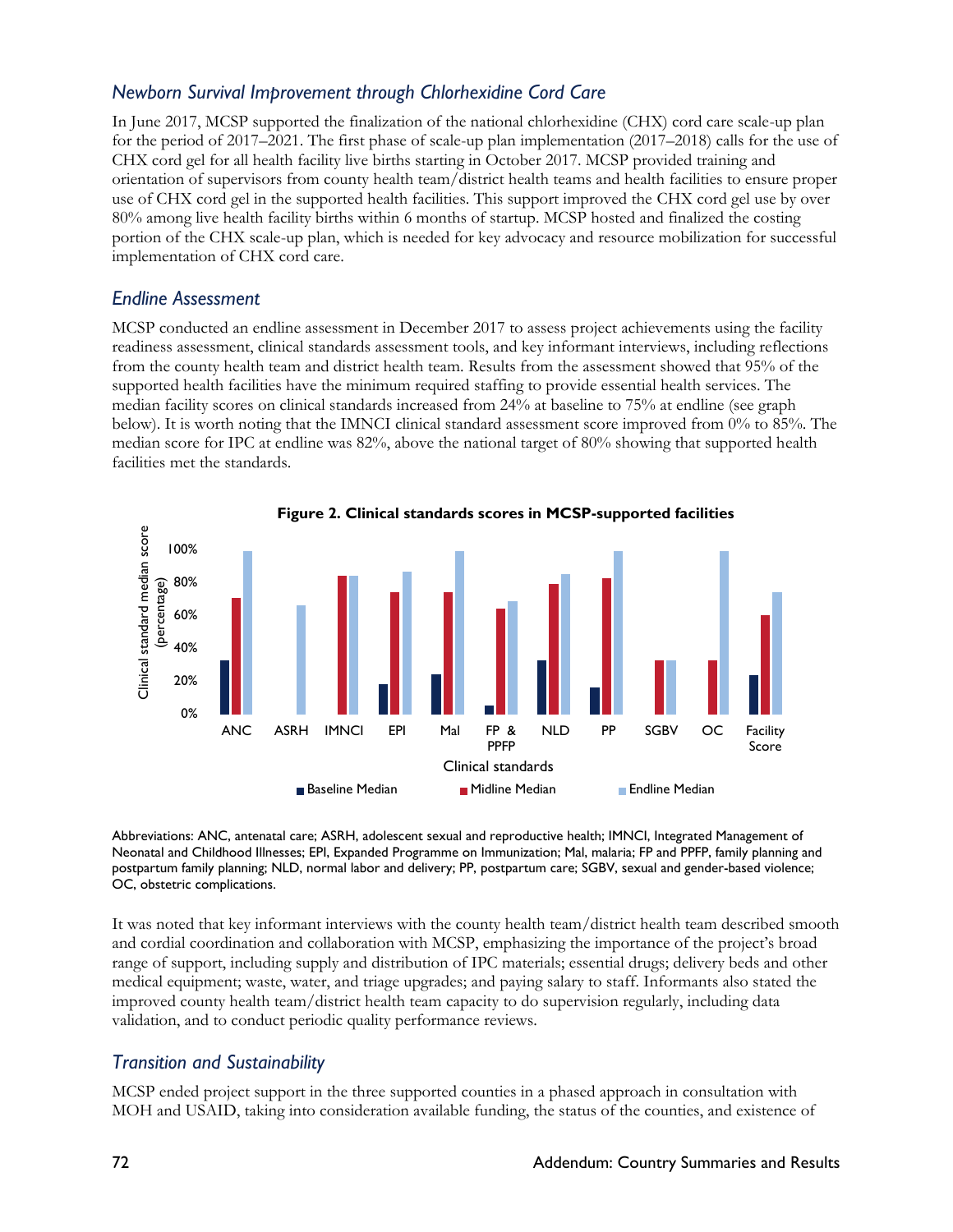### Newborn Survival Improvement through Chlorhexidine Cord Care

In June 2017, MCSP supported the finalization of the national chlorhexidine (CHX) cord care scale-up plan for the period of 2017–2021. The first phase of scale-up plan implementation (2017–2018) calls for the use of CHX cord gel for all health facility live births starting in October 2017. MCSP provided training and orientation of supervisors from county health team/district health teams and health facilities to ensure proper use of CHX cord gel in the supported health facilities. This support improved the CHX cord gel use by over 80% among live health facility births within 6 months of startup. MCSP hosted and finalized the costing portion of the CHX scale-up plan, which is needed for key advocacy and resource mobilization for successful implementation of CHX cord care.

### Endline Assessment

MCSP conducted an endline assessment in December 2017 to assess project achievements using the facility readiness assessment, clinical standards assessment tools, and key informant interviews, including reflections from the county health team and district health team. Results from the assessment showed that 95% of the supported health facilities have the minimum required staffing to provide essential health services. The median facility scores on clinical standards increased from 24% at baseline to 75% at endline (see graph below). It is worth noting that the IMNCI clinical standard assessment score improved from 0% to 85%. The median score for IPC at endline was 82%, above the national target of 80% showing that supported health facilities met the standards.

**Figure 2. Clinical standards scores in MCSP-supported facilities**

Abbreviations: ANC, antenatal care; ASRH, adolescent sexual and reproductive health; IMNCI, Integrated Management of Neonatal and Childhood Illnesses; EPI, Expanded Programme on Immunization; Mal, malaria; FP and PPFP, family planning and postpartum family planning; NLD, normal labor and delivery; PP, postpartum care; SGBV, sexual and gender-based violence; OC, obstetric complications.

It was noted that key informant interviews with the county health team/district health team described smooth and cordial coordination and collaboration with MCSP, emphasizing the importance of the project's broad range of support, including supply and distribution of IPC materials; essential drugs; delivery beds and other medical equipment; waste, water, and triage upgrades; and paying salary to staff. Informants also stated the improved county health team/district health team capacity to do supervision regularly, including data validation, and to conduct periodic quality performance reviews.

### Transition and Sustainability

MCSP ended project support in the three supported counties in a phased approach in consultation with MOH and USAID, taking into consideration available funding, the status of the counties, and existence of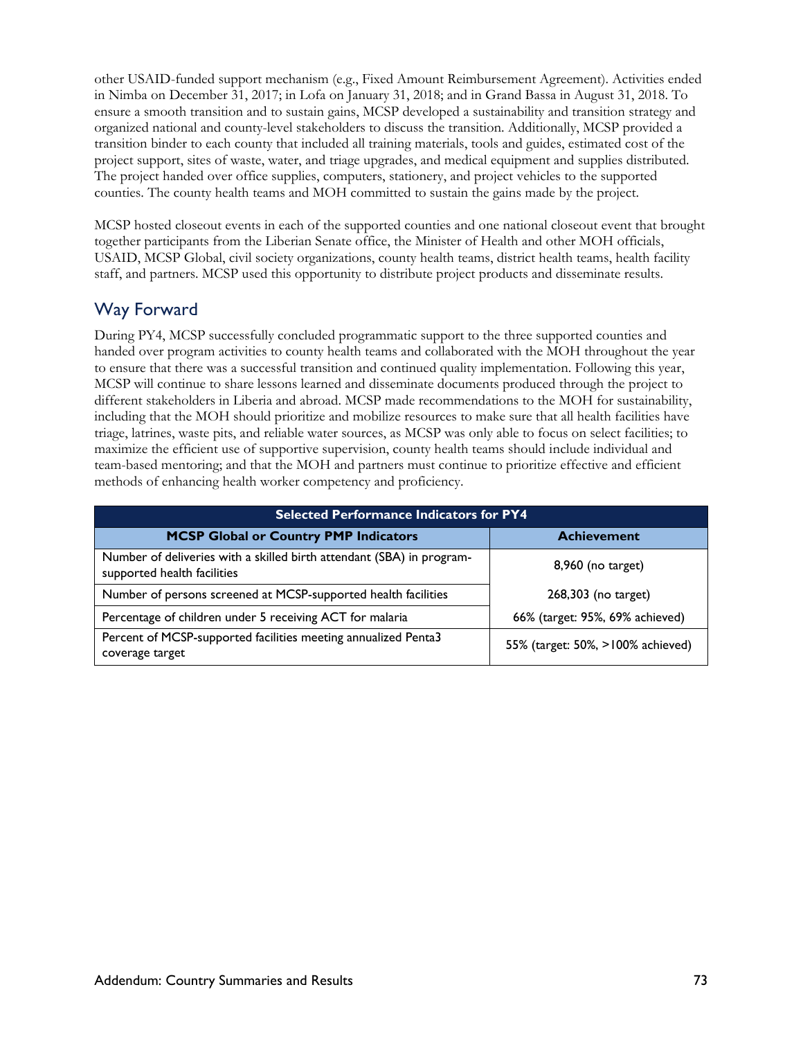other USAID-funded support mechanism (e.g., Fixed Amount Reimbursement Agreement). Activities ended in Nimba on December 31, 2017; in Lofa on January 31, 2018; and in Grand Bassa in August 31, 2018. To ensure a smooth transition and to sustain gains, MCSP developed a sustainability and transition strategy and organized national and county-level stakeholders to discuss the transition. Additionally, MCSP provided a transition binder to each county that included all training materials, tools and guides, estimated cost of the project support, sites of waste, water, and triage upgrades, and medical equipment and supplies distributed. The project handed over office supplies, computers, stationery, and project vehicles to the supported counties. The county health teams and MOH committed to sustain the gains made by the project.

MCSP hosted closeout events in each of the supported counties and one national closeout event that brought together participants from the Liberian Senate office, the Minister of Health and other MOH officials, USAID, MCSP Global, civil society organizations, county health teams, district health teams, health facility staff, and partners. MCSP used this opportunity to distribute project products and disseminate results.

## Way Forward

During PY4, MCSP successfully concluded programmatic support to the three supported counties and handed over program activities to county health teams and collaborated with the MOH throughout the year to ensure that there was a successful transition and continued quality implementation. Following this year, MCSP will continue to share lessons learned and disseminate documents produced through the project to different stakeholders in Liberia and abroad. MCSP made recommendations to the MOH for sustainability, including that the MOH should prioritize and mobilize resources to make sure that all health facilities have triage, latrines, waste pits, and reliable water sources, as MCSP was only able to focus on select facilities; to maximize the efficient use of supportive supervision, county health teams should include individual and team-based mentoring; and that the MOH and partners must continue to prioritize effective and efficient methods of enhancing health worker competency and proficiency.

| Selected Performance Indicators for PY4 | |
|---|---|
| **MCSP Global or Country PMP Indicators** | **Achievement** |
| Number of deliveries with a skilled birth attendant (SBA) in program-supported health facilities | 8,960 (no target) |
| Number of persons screened at MCSP-supported health facilities | 268,303 (no target) |
| Percentage of children under 5 receiving ACT for malaria | 66% (target: 95%, 69% achieved) |
| Percent of MCSP-supported facilities meeting annualized Penta3 coverage target | 55% (target: 50%, >100% achieved) |